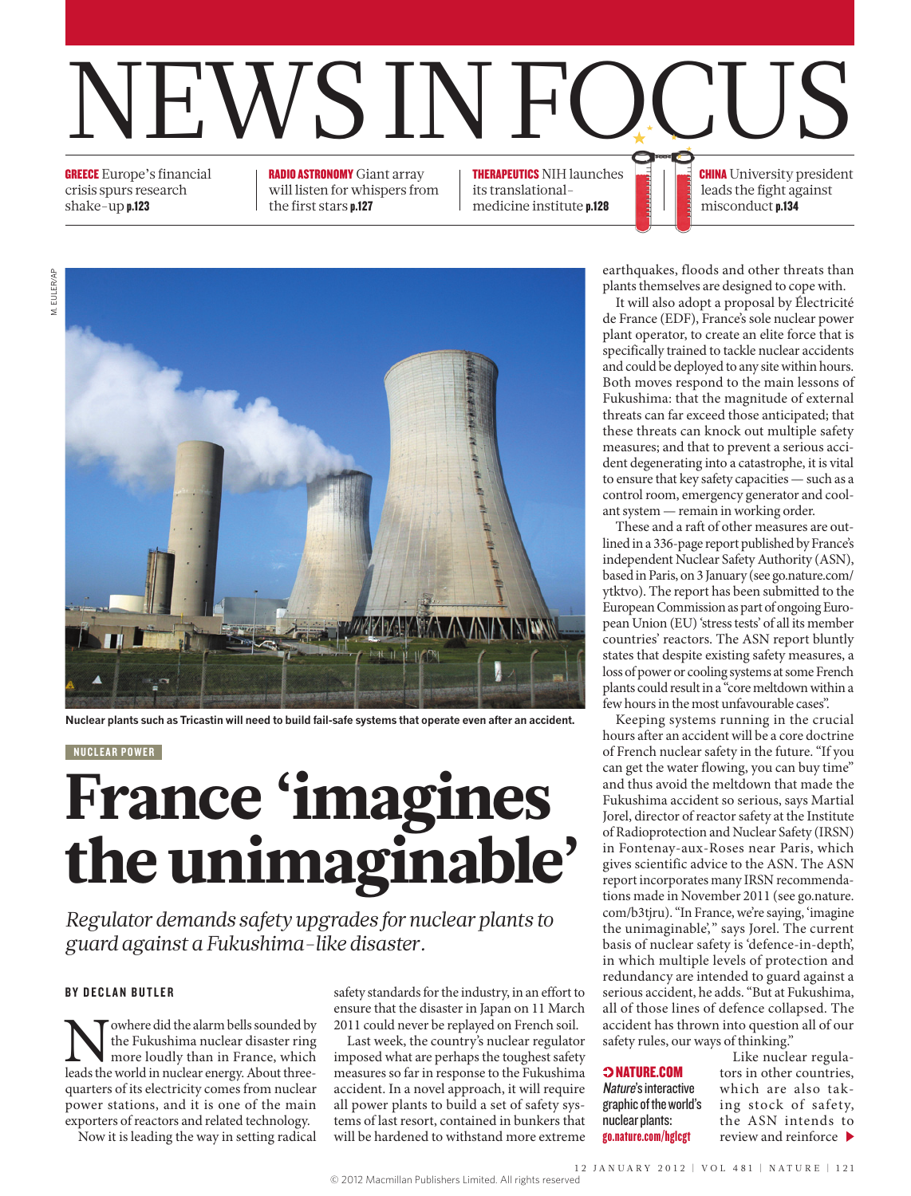# NEWS IN FOCUS

**GREECE** Europe's financial crisis spurs research shake-up **p.123**

**RADIO ASTRONOMY** Giant array will listen for whispers from the first stars **p.127**

**THERAPEUTICS** NIH launches its translational-medicine institute **p.128**

**CHINA** University president leads the fight against misconduct **p.134**

M. EULER/AP

Nuclear plants such as Tricastin will need to build fail-safe systems that operate even after an accident.

NUCLEAR POWER

# France 'imagines the unimaginable'

*Regulator demands safety upgrades for nuclear plants to guard against a Fukushima-like disaster.*

**BY DECLAN BUTLER**

Nowhere did the alarm bells sounded by the Fukushima nuclear disaster ring more loudly than in France, which leads the world in nuclear energy. About three-quarters of its electricity comes from nuclear power stations, and it is one of the main exporters of reactors and related technology.

Now it is leading the way in setting radical safety standards for the industry, in an effort to ensure that the disaster in Japan on 11 March 2011 could never be replayed on French soil.

Last week, the country's nuclear regulator imposed what are perhaps the toughest safety measures so far in response to the Fukushima accident. In a novel approach, it will require all power plants to build a set of safety systems of last resort, contained in bunkers that will be hardened to withstand more extreme earthquakes, floods and other threats than plants themselves are designed to cope with.

It will also adopt a proposal by Électricité de France (EDF), France's sole nuclear power plant operator, to create an elite force that is specifically trained to tackle nuclear accidents and could be deployed to any site within hours. Both moves respond to the main lessons of Fukushima: that the magnitude of external threats can far exceed those anticipated; that these threats can knock out multiple safety measures; and that to prevent a serious accident degenerating into a catastrophe, it is vital to ensure that key safety capacities — such as a control room, emergency generator and coolant system — remain in working order.

These and a raft of other measures are outlined in a 336-page report published by France's independent Nuclear Safety Authority (ASN), based in Paris, on 3 January (see go.nature.com/ytktvo). The report has been submitted to the European Commission as part of ongoing European Union (EU) 'stress tests' of all its member countries' reactors. The ASN report bluntly states that despite existing safety measures, a loss of power or cooling systems at some French plants could result in a "core meltdown within a few hours in the most unfavourable cases".

Keeping systems running in the crucial hours after an accident will be a core doctrine of French nuclear safety in the future. "If you can get the water flowing, you can buy time" and thus avoid the meltdown that made the Fukushima accident so serious, says Martial Jorel, director of reactor safety at the Institute of Radioprotection and Nuclear Safety (IRSN) in Fontenay-aux-Roses near Paris, which gives scientific advice to the ASN. The ASN report incorporates many IRSN recommendations made in November 2011 (see go.nature.com/b3tjru). "In France, we're saying, 'imagine the unimaginable'," says Jorel. The current basis of nuclear safety is 'defence-in-depth', in which multiple levels of protection and redundancy are intended to guard against a serious accident, he adds. "But at Fukushima, all of those lines of defence collapsed. The accident has thrown into question all of our safety rules, our ways of thinking."

Like nuclear regulators in other countries, which are also taking stock of safety, the ASN intends to review and reinforce ▶

**➲ NATURE.COM**
*Nature*'s interactive graphic of the world's nuclear plants:
**go.nature.com/hglcgt**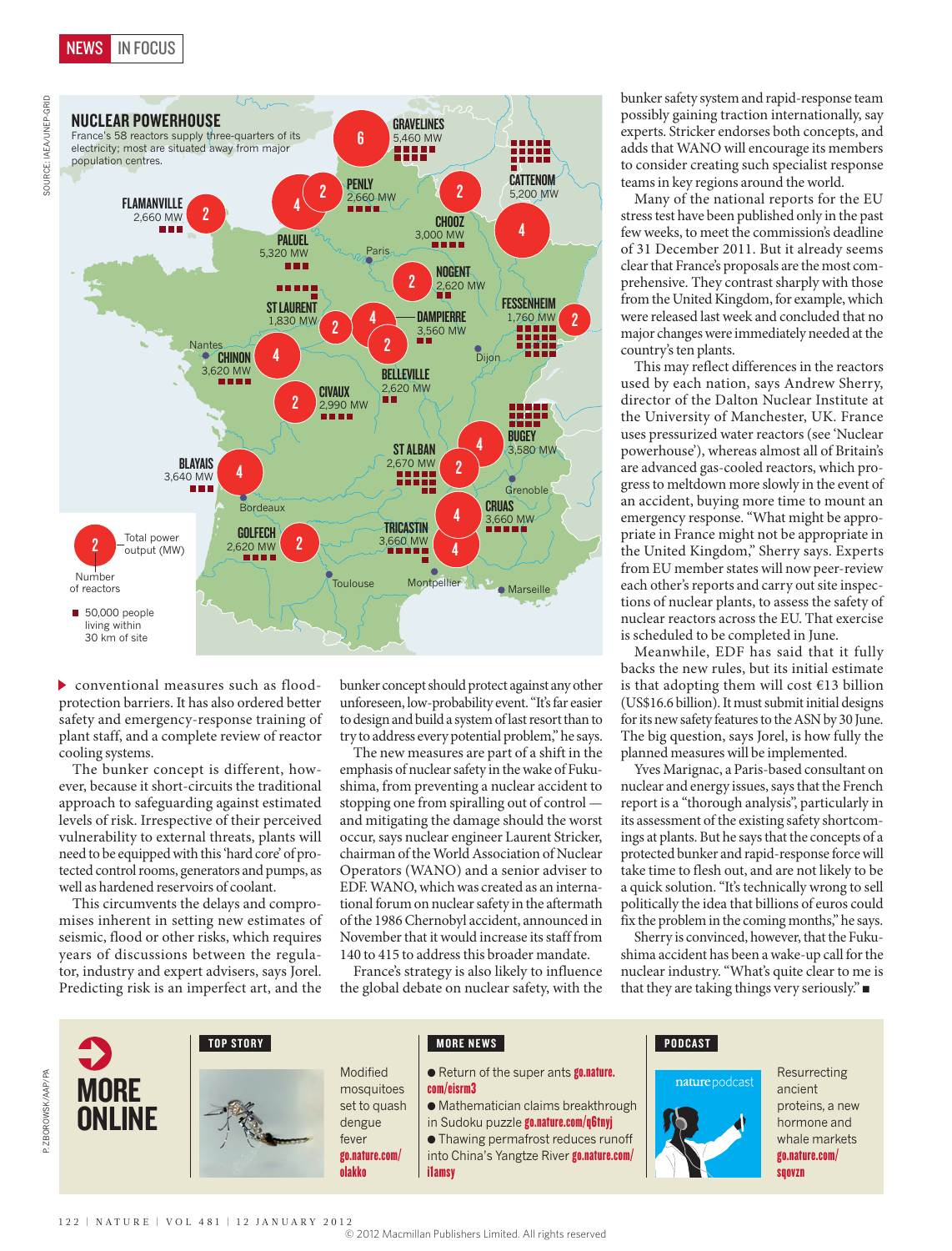## NUCLEAR POWERHOUSE

France's 58 reactors supply three-quarters of its electricity; most are situated away from major population centres.

GRAVELINES 6 5,460 MW
PENLY 2 2,660 MW
FLAMANVILLE 2 2,660 MW
PALUEL 4 5,320 MW
CATTENOM 4 5,200 MW
CHOOZ 2 3,000 MW
Paris
NOGENT 2 2,620 MW
ST LAURENT 2 1,830 MW
DAMPIERRE 4 3,560 MW
FESSENHEIM 2 1,760 MW
Nantes
CHINON 4 3,620 MW
BELLEVILLE 2 2,620 MW
Dijon
CIVAUX 2 2,990 MW
BUGEY 4 3,580 MW
ST ALBAN 2 2,670 MW
BLAYAIS 4 3,640 MW
Grenoble
Bordeaux
CRUAS 4 3,660 MW
GOLFECH 2 2,620 MW
TRICASTIN 4 3,660 MW
Toulouse
Montpellier
Marseille

Total power output (MW)
Number of reactors
50,000 people living within 30 km of site

SOURCE: IAEA/UNEP-GRID

conventional measures such as flood-protection barriers. It has also ordered better safety and emergency-response training of plant staff, and a complete review of reactor cooling systems.

The bunker concept is different, however, because it short-circuits the traditional approach to safeguarding against estimated levels of risk. Irrespective of their perceived vulnerability to external threats, plants will need to be equipped with this 'hard core' of protected control rooms, generators and pumps, as well as hardened reservoirs of coolant.

This circumvents the delays and compromises inherent in setting new estimates of seismic, flood or other risks, which requires years of discussions between the regulator, industry and expert advisers, says Jorel. Predicting risk is an imperfect art, and the bunker concept should protect against any other unforeseen, low-probability event. "It's far easier to design and build a system of last resort than to try to address every potential problem," he says.

The new measures are part of a shift in the emphasis of nuclear safety in the wake of Fukushima, from preventing a nuclear accident to stopping one from spiralling out of control — and mitigating the damage should the worst occur, says nuclear engineer Laurent Stricker, chairman of the World Association of Nuclear Operators (WANO) and a senior adviser to EDF. WANO, which was created as an international forum on nuclear safety in the aftermath of the 1986 Chernobyl accident, announced in November that it would increase its staff from 140 to 415 to address this broader mandate.

France's strategy is also likely to influence the global debate on nuclear safety, with the bunker safety system and rapid-response team possibly gaining traction internationally, say experts. Stricker endorses both concepts, and adds that WANO will encourage its members to consider creating such specialist response teams in key regions around the world.

Many of the national reports for the EU stress test have been published only in the past few weeks, to meet the commission's deadline of 31 December 2011. But it already seems clear that France's proposals are the most comprehensive. They contrast sharply with those from the United Kingdom, for example, which were released last week and concluded that no major changes were immediately needed at the country's ten plants.

This may reflect differences in the reactors used by each nation, says Andrew Sherry, director of the Dalton Nuclear Institute at the University of Manchester, UK. France uses pressurized water reactors (see 'Nuclear powerhouse'), whereas almost all of Britain's are advanced gas-cooled reactors, which progress to meltdown more slowly in the event of an accident, buying more time to mount an emergency response. "What might be appropriate in France might not be appropriate in the United Kingdom," Sherry says. Experts from EU member states will now peer-review each other's reports and carry out site inspections of nuclear plants, to assess the safety of nuclear reactors across the EU. That exercise is scheduled to be completed in June.

Meanwhile, EDF has said that it fully backs the new rules, but its initial estimate is that adopting them will cost €13 billion (US$16.6 billion). It must submit initial designs for its new safety features to the ASN by 30 June. The big question, says Jorel, is how fully the planned measures will be implemented.

Yves Marignac, a Paris-based consultant on nuclear and energy issues, says that the French report is a "thorough analysis", particularly in its assessment of the existing safety shortcomings at plants. But he says that the concepts of a protected bunker and rapid-response force will take time to flesh out, and are not likely to be a quick solution. "It's technically wrong to sell politically the idea that billions of euros could fix the problem in the coming months," he says.

Sherry is convinced, however, that the Fukushima accident has been a wake-up call for the nuclear industry. "What's quite clear to me is that they are taking things very seriously." ■

## MORE ONLINE

**TOP STORY**

Modified mosquitoes set to quash dengue fever go.nature.com/olakko

**MORE NEWS**

- Return of the super ants go.nature.com/eisrm3
- Mathematician claims breakthrough in Sudoku puzzle go.nature.com/q6tnyj
- Thawing permafrost reduces runoff into China's Yangtze River go.nature.com/i1amsy

**PODCAST**

Resurrecting ancient proteins, a new hormone and whale markets go.nature.com/sqovzn

P. ZBOROWSKI/AAP/PA